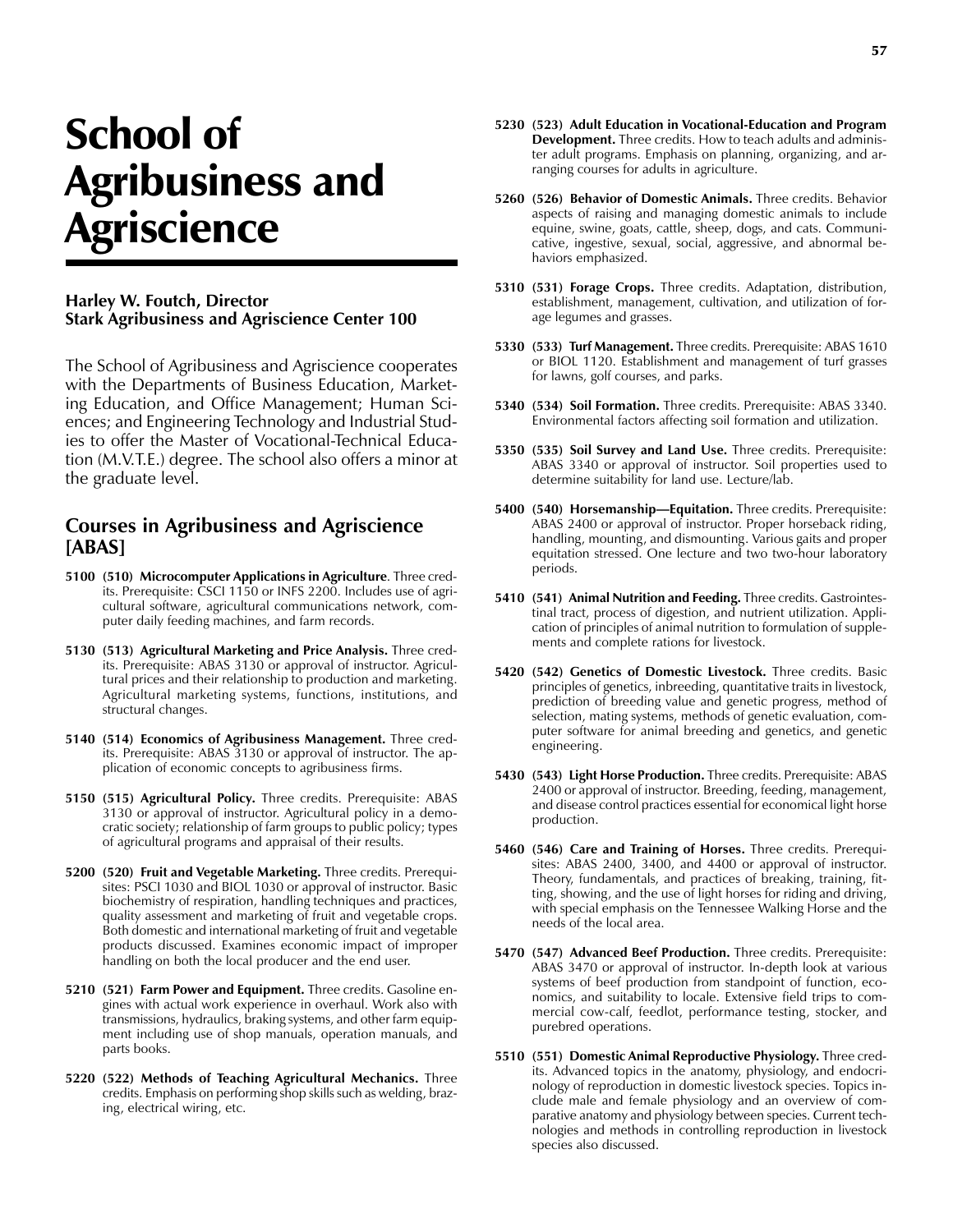# School of Agribusiness and Agriscience

**Harley W. Foutch, Director**
**Stark Agribusiness and Agriscience Center 100**

The School of Agribusiness and Agriscience cooperates with the Departments of Business Education, Marketing Education, and Office Management; Human Sciences; and Engineering Technology and Industrial Studies to offer the Master of Vocational-Technical Education (M.V.T.E.) degree. The school also offers a minor at the graduate level.

## Courses in Agribusiness and Agriscience [ABAS]

**5100 (510) Microcomputer Applications in Agriculture**. Three credits. Prerequisite: CSCI 1150 or INFS 2200. Includes use of agricultural software, agricultural communications network, computer daily feeding machines, and farm records.

**5130 (513) Agricultural Marketing and Price Analysis.** Three credits. Prerequisite: ABAS 3130 or approval of instructor. Agricultural prices and their relationship to production and marketing. Agricultural marketing systems, functions, institutions, and structural changes.

**5140 (514) Economics of Agribusiness Management.** Three credits. Prerequisite: ABAS 3130 or approval of instructor. The application of economic concepts to agribusiness firms.

**5150 (515) Agricultural Policy.** Three credits. Prerequisite: ABAS 3130 or approval of instructor. Agricultural policy in a democratic society; relationship of farm groups to public policy; types of agricultural programs and appraisal of their results.

**5200 (520) Fruit and Vegetable Marketing.** Three credits. Prerequisites: PSCI 1030 and BIOL 1030 or approval of instructor. Basic biochemistry of respiration, handling techniques and practices, quality assessment and marketing of fruit and vegetable crops. Both domestic and international marketing of fruit and vegetable products discussed. Examines economic impact of improper handling on both the local producer and the end user.

**5210 (521) Farm Power and Equipment.** Three credits. Gasoline engines with actual work experience in overhaul. Work also with transmissions, hydraulics, braking systems, and other farm equipment including use of shop manuals, operation manuals, and parts books.

**5220 (522) Methods of Teaching Agricultural Mechanics.** Three credits. Emphasis on performing shop skills such as welding, brazing, electrical wiring, etc.

**5230 (523) Adult Education in Vocational-Education and Program Development.** Three credits. How to teach adults and administer adult programs. Emphasis on planning, organizing, and arranging courses for adults in agriculture.

**5260 (526) Behavior of Domestic Animals.** Three credits. Behavior aspects of raising and managing domestic animals to include equine, swine, goats, cattle, sheep, dogs, and cats. Communicative, ingestive, sexual, social, aggressive, and abnormal behaviors emphasized.

**5310 (531) Forage Crops.** Three credits. Adaptation, distribution, establishment, management, cultivation, and utilization of forage legumes and grasses.

**5330 (533) Turf Management.** Three credits. Prerequisite: ABAS 1610 or BIOL 1120. Establishment and management of turf grasses for lawns, golf courses, and parks.

**5340 (534) Soil Formation.** Three credits. Prerequisite: ABAS 3340. Environmental factors affecting soil formation and utilization.

**5350 (535) Soil Survey and Land Use.** Three credits. Prerequisite: ABAS 3340 or approval of instructor. Soil properties used to determine suitability for land use. Lecture/lab.

**5400 (540) Horsemanship—Equitation.** Three credits. Prerequisite: ABAS 2400 or approval of instructor. Proper horseback riding, handling, mounting, and dismounting. Various gaits and proper equitation stressed. One lecture and two two-hour laboratory periods.

**5410 (541) Animal Nutrition and Feeding.** Three credits. Gastrointestinal tract, process of digestion, and nutrient utilization. Application of principles of animal nutrition to formulation of supplements and complete rations for livestock.

**5420 (542) Genetics of Domestic Livestock.** Three credits. Basic principles of genetics, inbreeding, quantitative traits in livestock, prediction of breeding value and genetic progress, method of selection, mating systems, methods of genetic evaluation, computer software for animal breeding and genetics, and genetic engineering.

**5430 (543) Light Horse Production.** Three credits. Prerequisite: ABAS 2400 or approval of instructor. Breeding, feeding, management, and disease control practices essential for economical light horse production.

**5460 (546) Care and Training of Horses.** Three credits. Prerequisites: ABAS 2400, 3400, and 4400 or approval of instructor. Theory, fundamentals, and practices of breaking, training, fitting, showing, and the use of light horses for riding and driving, with special emphasis on the Tennessee Walking Horse and the needs of the local area.

**5470 (547) Advanced Beef Production.** Three credits. Prerequisite: ABAS 3470 or approval of instructor. In-depth look at various systems of beef production from standpoint of function, economics, and suitability to locale. Extensive field trips to commercial cow-calf, feedlot, performance testing, stocker, and purebred operations.

**5510 (551) Domestic Animal Reproductive Physiology.** Three credits. Advanced topics in the anatomy, physiology, and endocrinology of reproduction in domestic livestock species. Topics include male and female physiology and an overview of comparative anatomy and physiology between species. Current technologies and methods in controlling reproduction in livestock species also discussed.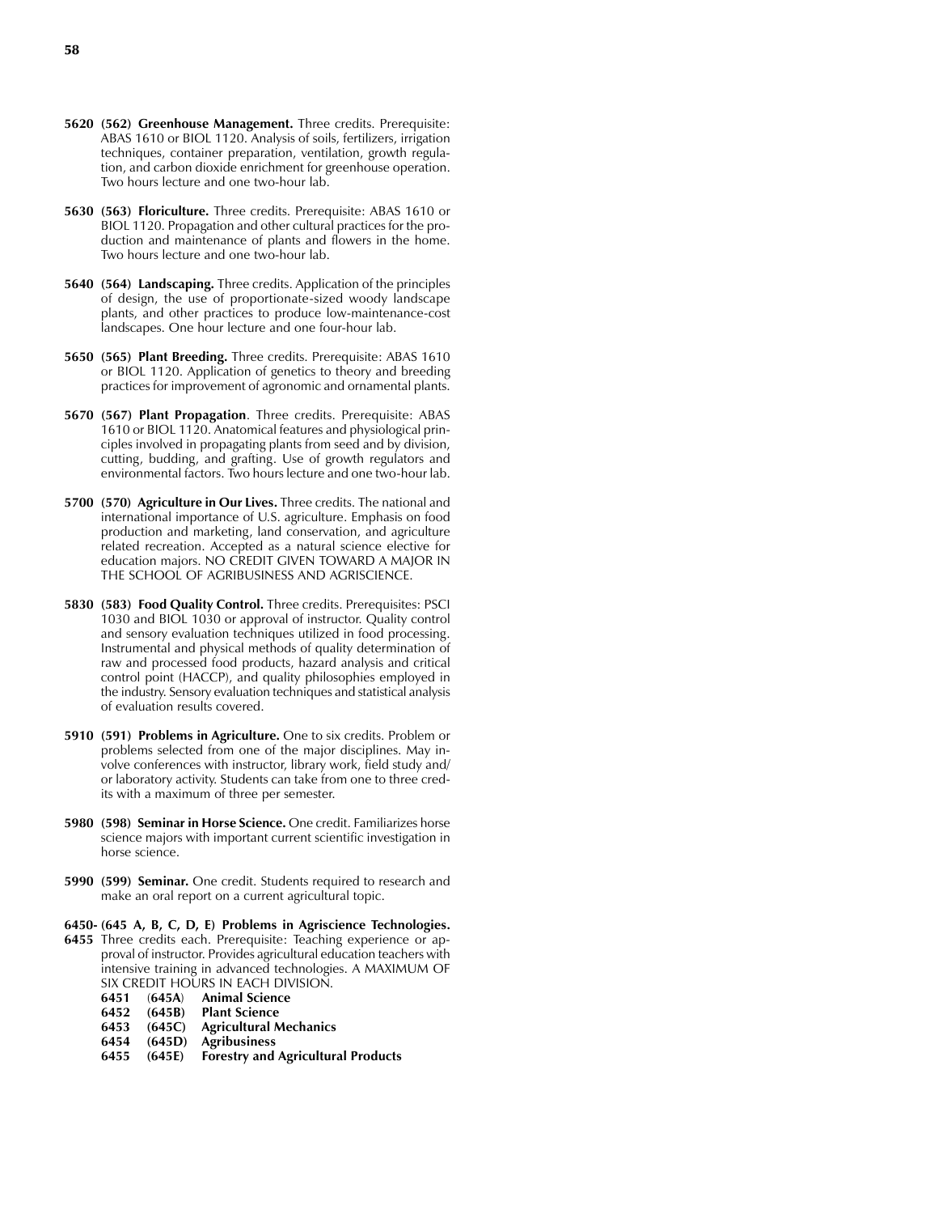**5620 (562) Greenhouse Management.** Three credits. Prerequisite: ABAS 1610 or BIOL 1120. Analysis of soils, fertilizers, irrigation techniques, container preparation, ventilation, growth regulation, and carbon dioxide enrichment for greenhouse operation. Two hours lecture and one two-hour lab.

**5630 (563) Floriculture.** Three credits. Prerequisite: ABAS 1610 or BIOL 1120. Propagation and other cultural practices for the production and maintenance of plants and flowers in the home. Two hours lecture and one two-hour lab.

**5640 (564) Landscaping.** Three credits. Application of the principles of design, the use of proportionate-sized woody landscape plants, and other practices to produce low-maintenance-cost landscapes. One hour lecture and one four-hour lab.

**5650 (565) Plant Breeding.** Three credits. Prerequisite: ABAS 1610 or BIOL 1120. Application of genetics to theory and breeding practices for improvement of agronomic and ornamental plants.

**5670 (567) Plant Propagation**. Three credits. Prerequisite: ABAS 1610 or BIOL 1120. Anatomical features and physiological principles involved in propagating plants from seed and by division, cutting, budding, and grafting. Use of growth regulators and environmental factors. Two hours lecture and one two-hour lab.

**5700 (570) Agriculture in Our Lives.** Three credits. The national and international importance of U.S. agriculture. Emphasis on food production and marketing, land conservation, and agriculture related recreation. Accepted as a natural science elective for education majors. NO CREDIT GIVEN TOWARD A MAJOR IN THE SCHOOL OF AGRIBUSINESS AND AGRISCIENCE.

**5830 (583) Food Quality Control.** Three credits. Prerequisites: PSCI 1030 and BIOL 1030 or approval of instructor. Quality control and sensory evaluation techniques utilized in food processing. Instrumental and physical methods of quality determination of raw and processed food products, hazard analysis and critical control point (HACCP), and quality philosophies employed in the industry. Sensory evaluation techniques and statistical analysis of evaluation results covered.

**5910 (591) Problems in Agriculture.** One to six credits. Problem or problems selected from one of the major disciplines. May involve conferences with instructor, library work, field study and/or laboratory activity. Students can take from one to three credits with a maximum of three per semester.

**5980 (598) Seminar in Horse Science.** One credit. Familiarizes horse science majors with important current scientific investigation in horse science.

**5990 (599) Seminar.** One credit. Students required to research and make an oral report on a current agricultural topic.

**6450-6455 (645 A, B, C, D, E) Problems in Agriscience Technologies.** Three credits each. Prerequisite: Teaching experience or approval of instructor. Provides agricultural education teachers with intensive training in advanced technologies. A MAXIMUM OF SIX CREDIT HOURS IN EACH DIVISION.

- **6451 (645A) Animal Science**
- **6452 (645B) Plant Science**
- **6453 (645C) Agricultural Mechanics**
- **6454 (645D) Agribusiness**
- **6455 (645E) Forestry and Agricultural Products**